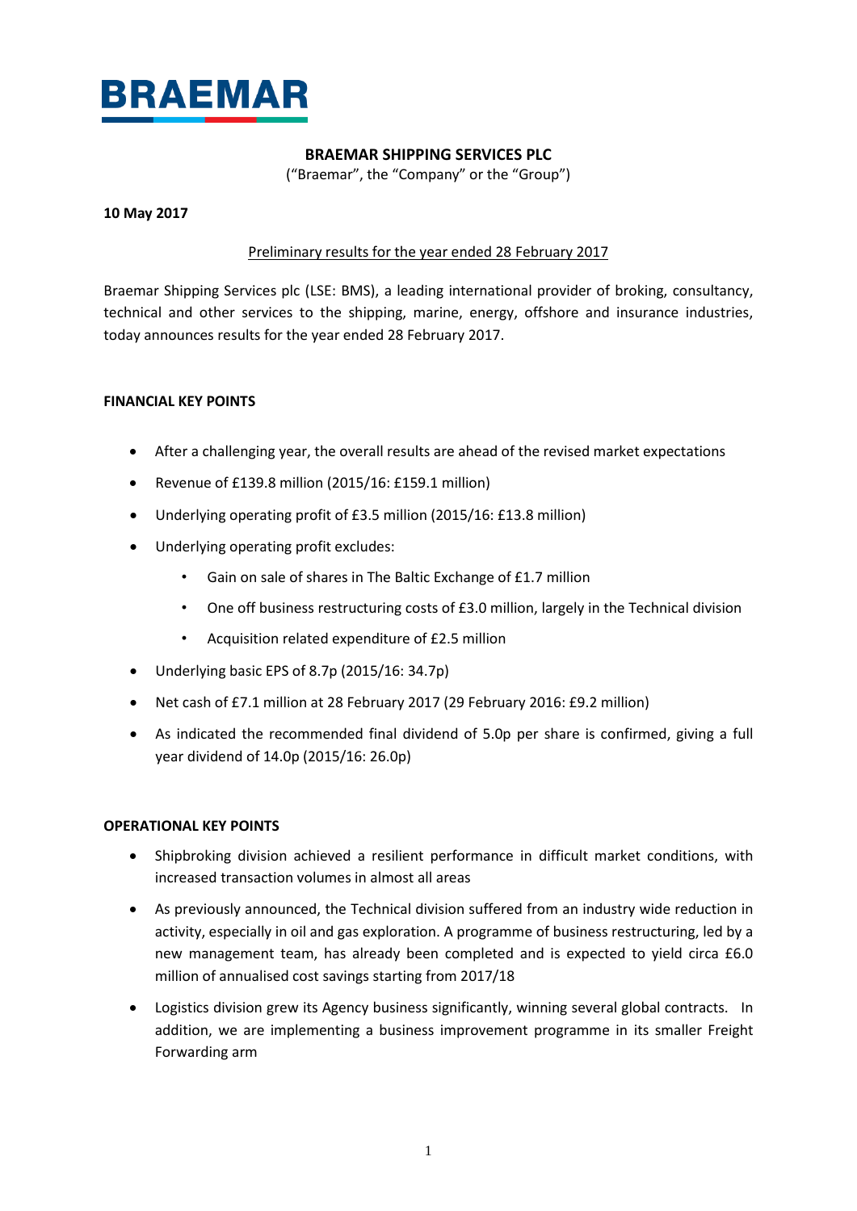BRAEMAR

**BRAEMAR SHIPPING SERVICES PLC**

("Braemar", the "Company" or the "Group")

**10 May 2017**

Preliminary results for the year ended 28 February 2017

Braemar Shipping Services plc (LSE: BMS), a leading international provider of broking, consultancy, technical and other services to the shipping, marine, energy, offshore and insurance industries, today announces results for the year ended 28 February 2017.

**FINANCIAL KEY POINTS**

- After a challenging year, the overall results are ahead of the revised market expectations
- Revenue of £139.8 million (2015/16: £159.1 million)
- Underlying operating profit of £3.5 million (2015/16: £13.8 million)
- Underlying operating profit excludes:
  - Gain on sale of shares in The Baltic Exchange of £1.7 million
  - One off business restructuring costs of £3.0 million, largely in the Technical division
  - Acquisition related expenditure of £2.5 million
- Underlying basic EPS of 8.7p (2015/16: 34.7p)
- Net cash of £7.1 million at 28 February 2017 (29 February 2016: £9.2 million)
- As indicated the recommended final dividend of 5.0p per share is confirmed, giving a full year dividend of 14.0p (2015/16: 26.0p)

**OPERATIONAL KEY POINTS**

- Shipbroking division achieved a resilient performance in difficult market conditions, with increased transaction volumes in almost all areas
- As previously announced, the Technical division suffered from an industry wide reduction in activity, especially in oil and gas exploration. A programme of business restructuring, led by a new management team, has already been completed and is expected to yield circa £6.0 million of annualised cost savings starting from 2017/18
- Logistics division grew its Agency business significantly, winning several global contracts. In addition, we are implementing a business improvement programme in its smaller Freight Forwarding arm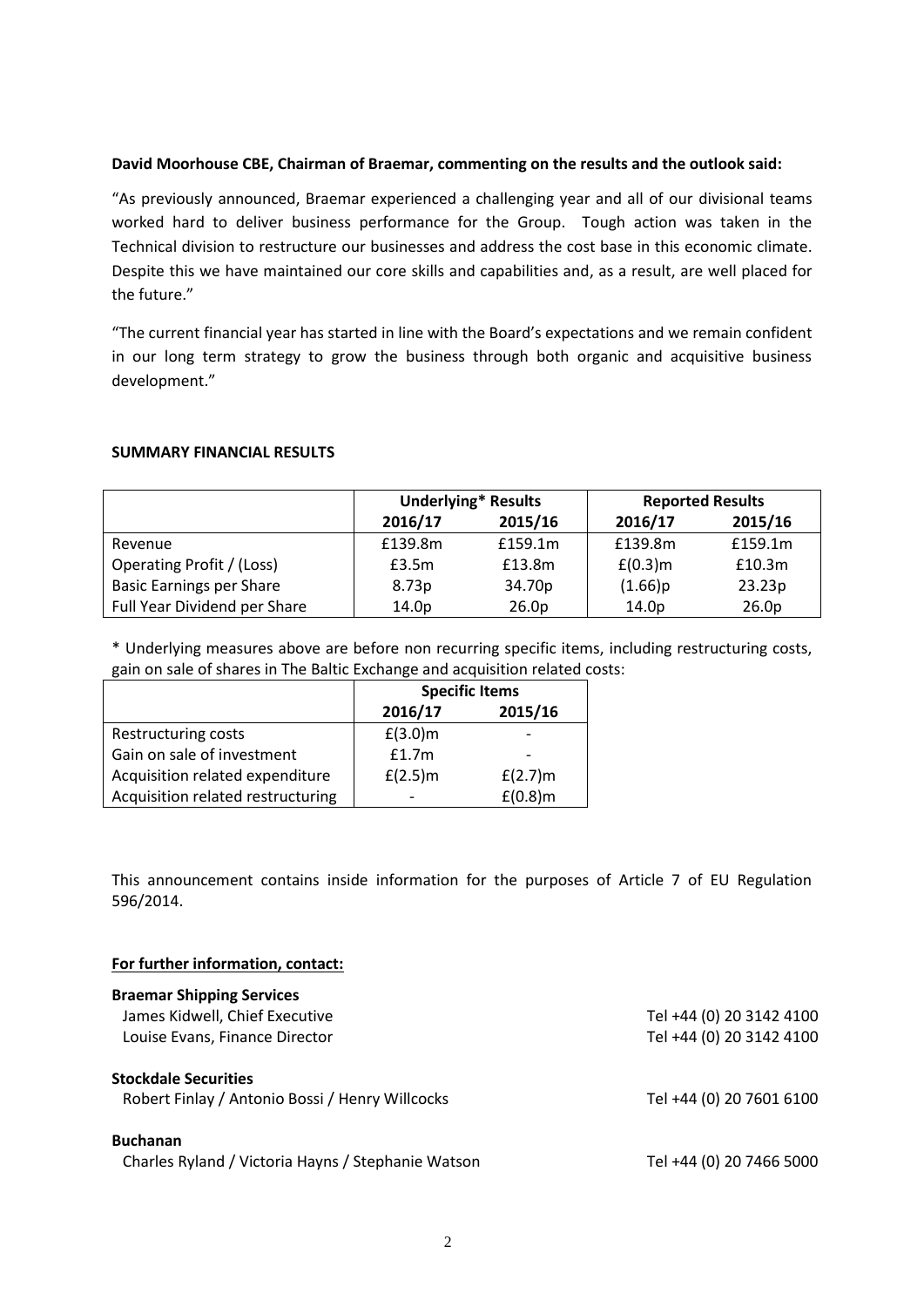**David Moorhouse CBE, Chairman of Braemar, commenting on the results and the outlook said:**

"As previously announced, Braemar experienced a challenging year and all of our divisional teams worked hard to deliver business performance for the Group. Tough action was taken in the Technical division to restructure our businesses and address the cost base in this economic climate. Despite this we have maintained our core skills and capabilities and, as a result, are well placed for the future."

"The current financial year has started in line with the Board's expectations and we remain confident in our long term strategy to grow the business through both organic and acquisitive business development."

**SUMMARY FINANCIAL RESULTS**

| | Underlying* Results | | Reported Results | |
|---|---|---|---|---|
| | 2016/17 | 2015/16 | 2016/17 | 2015/16 |
| Revenue | £139.8m | £159.1m | £139.8m | £159.1m |
| Operating Profit / (Loss) | £3.5m | £13.8m | £(0.3)m | £10.3m |
| Basic Earnings per Share | 8.73p | 34.70p | (1.66)p | 23.23p |
| Full Year Dividend per Share | 14.0p | 26.0p | 14.0p | 26.0p |

* Underlying measures above are before non recurring specific items, including restructuring costs, gain on sale of shares in The Baltic Exchange and acquisition related costs:

| | Specific Items | |
|---|---|---|
| | 2016/17 | 2015/16 |
| Restructuring costs | £(3.0)m | - |
| Gain on sale of investment | £1.7m | - |
| Acquisition related expenditure | £(2.5)m | £(2.7)m |
| Acquisition related restructuring | - | £(0.8)m |

This announcement contains inside information for the purposes of Article 7 of EU Regulation 596/2014.

**For further information, contact:**

**Braemar Shipping Services**
James Kidwell, Chief Executive — Tel +44 (0) 20 3142 4100
Louise Evans, Finance Director — Tel +44 (0) 20 3142 4100

**Stockdale Securities**
Robert Finlay / Antonio Bossi / Henry Willcocks — Tel +44 (0) 20 7601 6100

**Buchanan**
Charles Ryland / Victoria Hayns / Stephanie Watson — Tel +44 (0) 20 7466 5000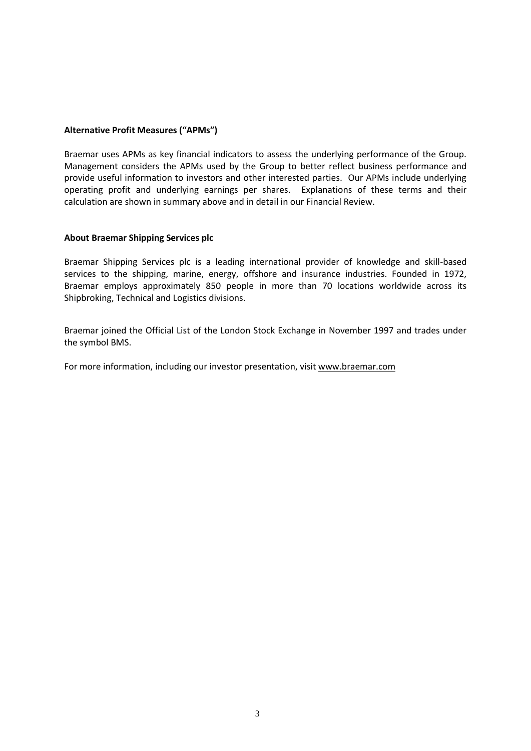**Alternative Profit Measures ("APMs")**

Braemar uses APMs as key financial indicators to assess the underlying performance of the Group. Management considers the APMs used by the Group to better reflect business performance and provide useful information to investors and other interested parties. Our APMs include underlying operating profit and underlying earnings per shares. Explanations of these terms and their calculation are shown in summary above and in detail in our Financial Review.

**About Braemar Shipping Services plc**

Braemar Shipping Services plc is a leading international provider of knowledge and skill-based services to the shipping, marine, energy, offshore and insurance industries. Founded in 1972, Braemar employs approximately 850 people in more than 70 locations worldwide across its Shipbroking, Technical and Logistics divisions.

Braemar joined the Official List of the London Stock Exchange in November 1997 and trades under the symbol BMS.

For more information, including our investor presentation, visit www.braemar.com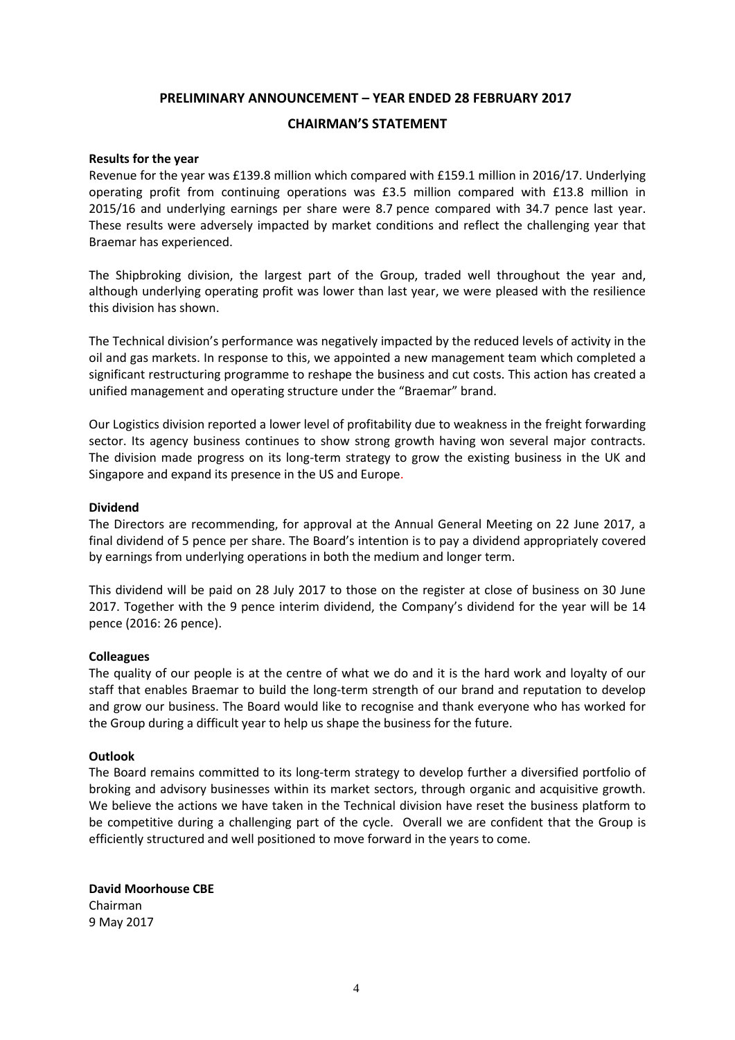## PRELIMINARY ANNOUNCEMENT – YEAR ENDED 28 FEBRUARY 2017

## CHAIRMAN'S STATEMENT

**Results for the year**

Revenue for the year was £139.8 million which compared with £159.1 million in 2016/17. Underlying operating profit from continuing operations was £3.5 million compared with £13.8 million in 2015/16 and underlying earnings per share were 8.7 pence compared with 34.7 pence last year. These results were adversely impacted by market conditions and reflect the challenging year that Braemar has experienced.

The Shipbroking division, the largest part of the Group, traded well throughout the year and, although underlying operating profit was lower than last year, we were pleased with the resilience this division has shown.

The Technical division's performance was negatively impacted by the reduced levels of activity in the oil and gas markets. In response to this, we appointed a new management team which completed a significant restructuring programme to reshape the business and cut costs. This action has created a unified management and operating structure under the "Braemar" brand.

Our Logistics division reported a lower level of profitability due to weakness in the freight forwarding sector. Its agency business continues to show strong growth having won several major contracts. The division made progress on its long-term strategy to grow the existing business in the UK and Singapore and expand its presence in the US and Europe.

**Dividend**

The Directors are recommending, for approval at the Annual General Meeting on 22 June 2017, a final dividend of 5 pence per share. The Board's intention is to pay a dividend appropriately covered by earnings from underlying operations in both the medium and longer term.

This dividend will be paid on 28 July 2017 to those on the register at close of business on 30 June 2017. Together with the 9 pence interim dividend, the Company's dividend for the year will be 14 pence (2016: 26 pence).

**Colleagues**

The quality of our people is at the centre of what we do and it is the hard work and loyalty of our staff that enables Braemar to build the long-term strength of our brand and reputation to develop and grow our business. The Board would like to recognise and thank everyone who has worked for the Group during a difficult year to help us shape the business for the future.

**Outlook**

The Board remains committed to its long-term strategy to develop further a diversified portfolio of broking and advisory businesses within its market sectors, through organic and acquisitive growth. We believe the actions we have taken in the Technical division have reset the business platform to be competitive during a challenging part of the cycle. Overall we are confident that the Group is efficiently structured and well positioned to move forward in the years to come.

**David Moorhouse CBE**
Chairman
9 May 2017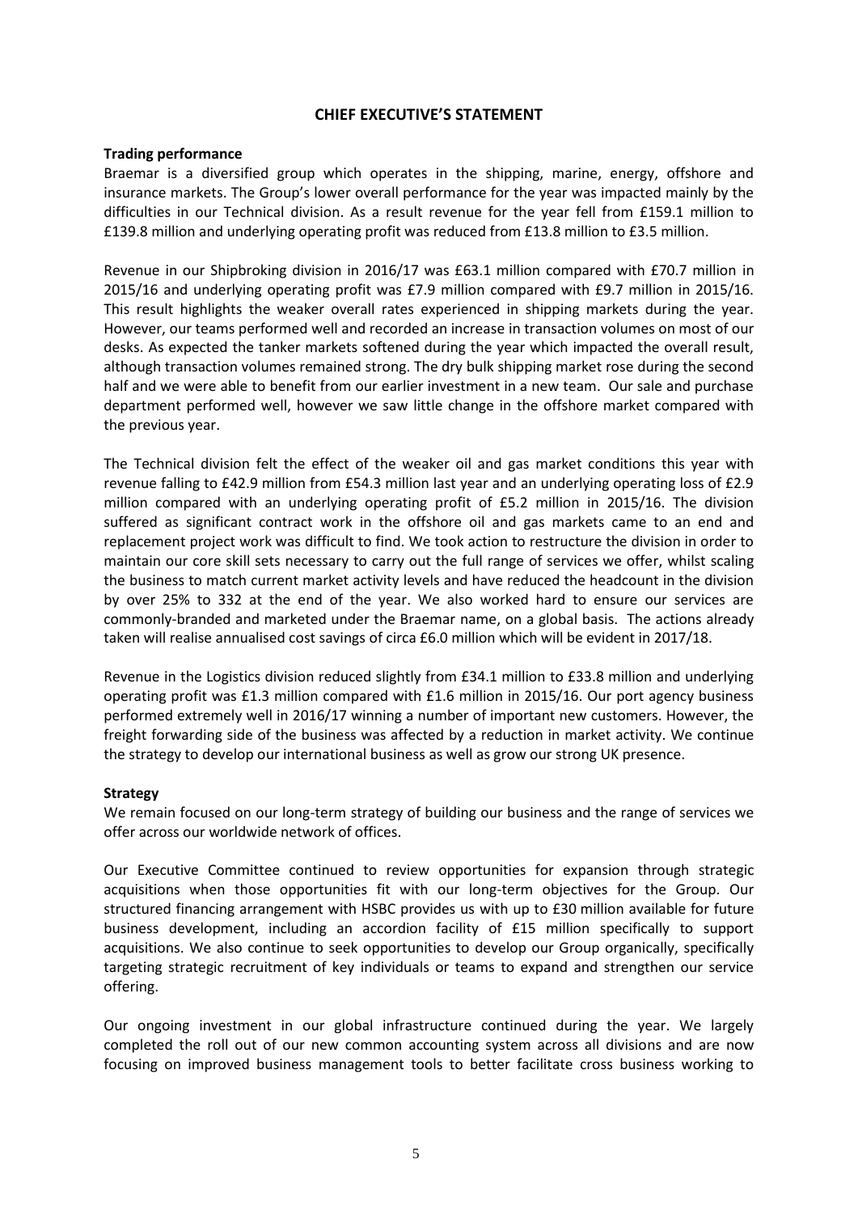# CHIEF EXECUTIVE'S STATEMENT

**Trading performance**

Braemar is a diversified group which operates in the shipping, marine, energy, offshore and insurance markets. The Group's lower overall performance for the year was impacted mainly by the difficulties in our Technical division. As a result revenue for the year fell from £159.1 million to £139.8 million and underlying operating profit was reduced from £13.8 million to £3.5 million.

Revenue in our Shipbroking division in 2016/17 was £63.1 million compared with £70.7 million in 2015/16 and underlying operating profit was £7.9 million compared with £9.7 million in 2015/16. This result highlights the weaker overall rates experienced in shipping markets during the year. However, our teams performed well and recorded an increase in transaction volumes on most of our desks. As expected the tanker markets softened during the year which impacted the overall result, although transaction volumes remained strong. The dry bulk shipping market rose during the second half and we were able to benefit from our earlier investment in a new team. Our sale and purchase department performed well, however we saw little change in the offshore market compared with the previous year.

The Technical division felt the effect of the weaker oil and gas market conditions this year with revenue falling to £42.9 million from £54.3 million last year and an underlying operating loss of £2.9 million compared with an underlying operating profit of £5.2 million in 2015/16. The division suffered as significant contract work in the offshore oil and gas markets came to an end and replacement project work was difficult to find. We took action to restructure the division in order to maintain our core skill sets necessary to carry out the full range of services we offer, whilst scaling the business to match current market activity levels and have reduced the headcount in the division by over 25% to 332 at the end of the year. We also worked hard to ensure our services are commonly-branded and marketed under the Braemar name, on a global basis. The actions already taken will realise annualised cost savings of circa £6.0 million which will be evident in 2017/18.

Revenue in the Logistics division reduced slightly from £34.1 million to £33.8 million and underlying operating profit was £1.3 million compared with £1.6 million in 2015/16. Our port agency business performed extremely well in 2016/17 winning a number of important new customers. However, the freight forwarding side of the business was affected by a reduction in market activity. We continue the strategy to develop our international business as well as grow our strong UK presence.

**Strategy**

We remain focused on our long-term strategy of building our business and the range of services we offer across our worldwide network of offices.

Our Executive Committee continued to review opportunities for expansion through strategic acquisitions when those opportunities fit with our long-term objectives for the Group. Our structured financing arrangement with HSBC provides us with up to £30 million available for future business development, including an accordion facility of £15 million specifically to support acquisitions. We also continue to seek opportunities to develop our Group organically, specifically targeting strategic recruitment of key individuals or teams to expand and strengthen our service offering.

Our ongoing investment in our global infrastructure continued during the year. We largely completed the roll out of our new common accounting system across all divisions and are now focusing on improved business management tools to better facilitate cross business working to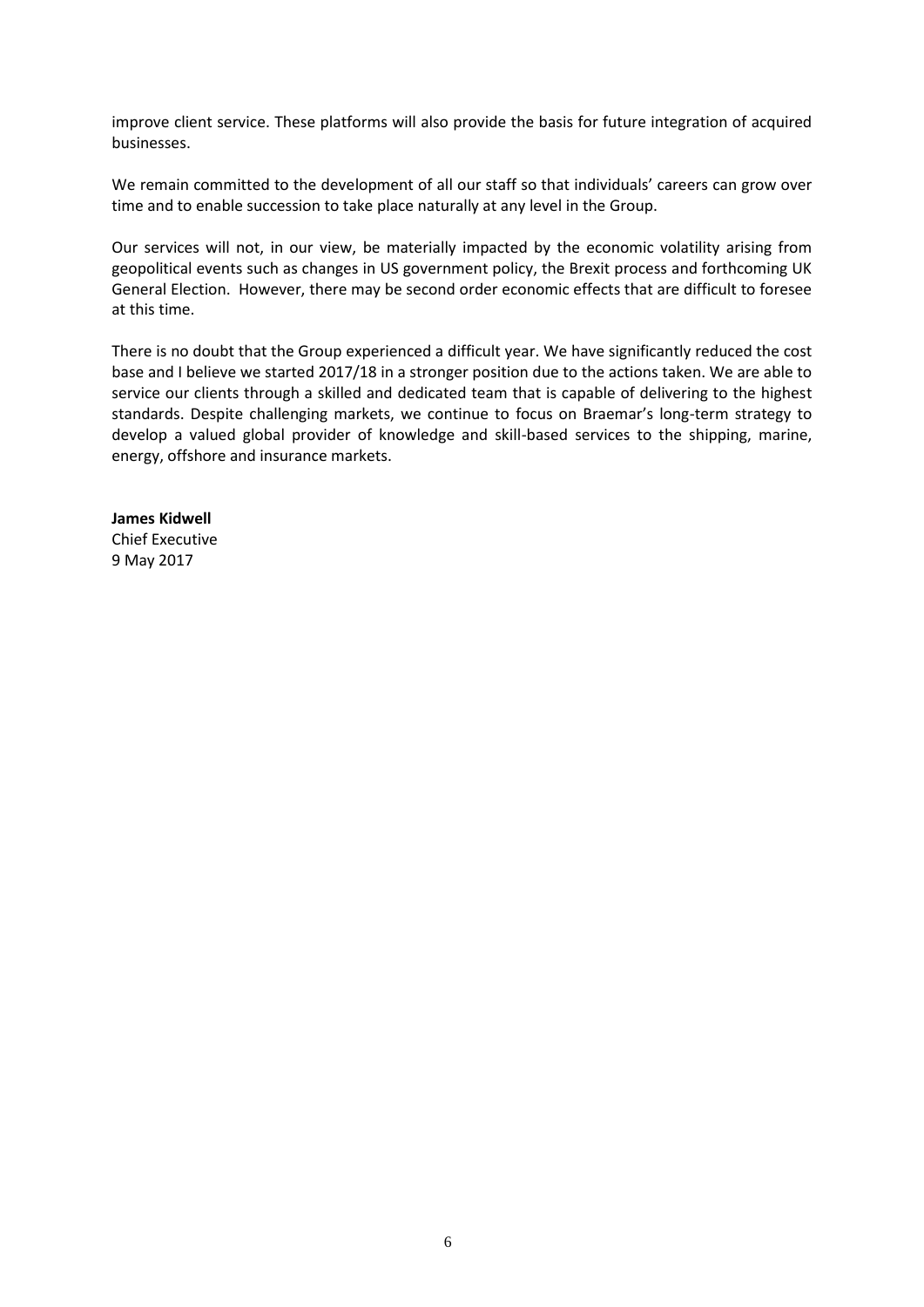improve client service. These platforms will also provide the basis for future integration of acquired businesses.

We remain committed to the development of all our staff so that individuals' careers can grow over time and to enable succession to take place naturally at any level in the Group.

Our services will not, in our view, be materially impacted by the economic volatility arising from geopolitical events such as changes in US government policy, the Brexit process and forthcoming UK General Election. However, there may be second order economic effects that are difficult to foresee at this time.

There is no doubt that the Group experienced a difficult year. We have significantly reduced the cost base and I believe we started 2017/18 in a stronger position due to the actions taken. We are able to service our clients through a skilled and dedicated team that is capable of delivering to the highest standards. Despite challenging markets, we continue to focus on Braemar's long-term strategy to develop a valued global provider of knowledge and skill-based services to the shipping, marine, energy, offshore and insurance markets.

**James Kidwell**
Chief Executive
9 May 2017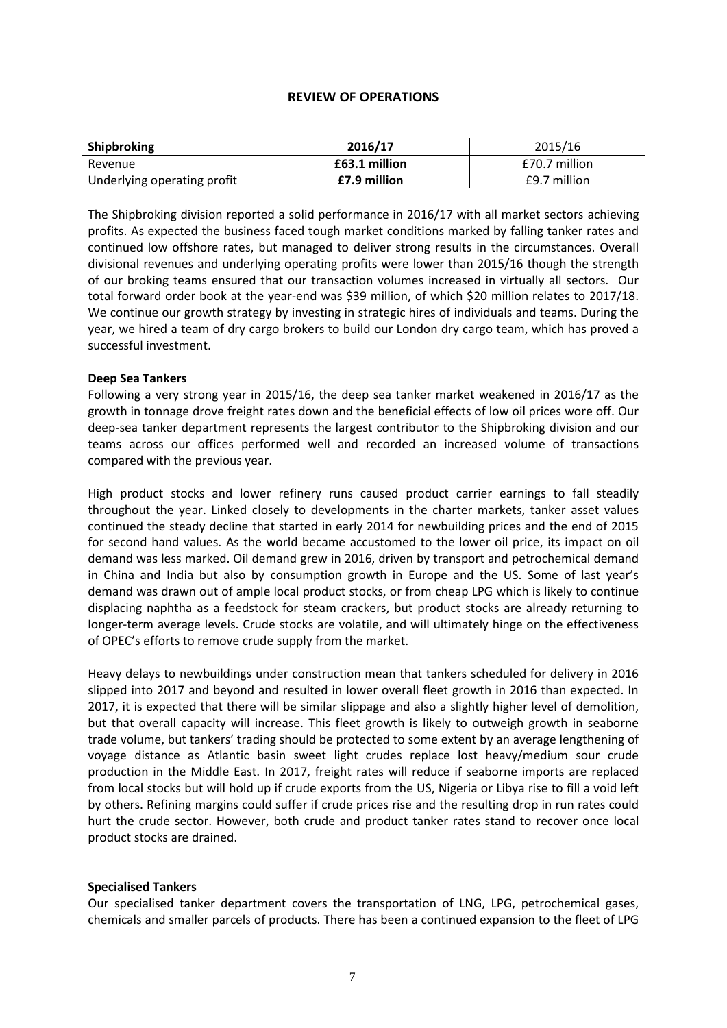## REVIEW OF OPERATIONS

| Shipbroking | 2016/17 | 2015/16 |
|---|---|---|
| Revenue | **£63.1 million** | £70.7 million |
| Underlying operating profit | **£7.9 million** | £9.7 million |

The Shipbroking division reported a solid performance in 2016/17 with all market sectors achieving profits. As expected the business faced tough market conditions marked by falling tanker rates and continued low offshore rates, but managed to deliver strong results in the circumstances. Overall divisional revenues and underlying operating profits were lower than 2015/16 though the strength of our broking teams ensured that our transaction volumes increased in virtually all sectors. Our total forward order book at the year-end was \$39 million, of which \$20 million relates to 2017/18. We continue our growth strategy by investing in strategic hires of individuals and teams. During the year, we hired a team of dry cargo brokers to build our London dry cargo team, which has proved a successful investment.

**Deep Sea Tankers**

Following a very strong year in 2015/16, the deep sea tanker market weakened in 2016/17 as the growth in tonnage drove freight rates down and the beneficial effects of low oil prices wore off. Our deep-sea tanker department represents the largest contributor to the Shipbroking division and our teams across our offices performed well and recorded an increased volume of transactions compared with the previous year.

High product stocks and lower refinery runs caused product carrier earnings to fall steadily throughout the year. Linked closely to developments in the charter markets, tanker asset values continued the steady decline that started in early 2014 for newbuilding prices and the end of 2015 for second hand values. As the world became accustomed to the lower oil price, its impact on oil demand was less marked. Oil demand grew in 2016, driven by transport and petrochemical demand in China and India but also by consumption growth in Europe and the US. Some of last year's demand was drawn out of ample local product stocks, or from cheap LPG which is likely to continue displacing naphtha as a feedstock for steam crackers, but product stocks are already returning to longer-term average levels. Crude stocks are volatile, and will ultimately hinge on the effectiveness of OPEC's efforts to remove crude supply from the market.

Heavy delays to newbuildings under construction mean that tankers scheduled for delivery in 2016 slipped into 2017 and beyond and resulted in lower overall fleet growth in 2016 than expected. In 2017, it is expected that there will be similar slippage and also a slightly higher level of demolition, but that overall capacity will increase. This fleet growth is likely to outweigh growth in seaborne trade volume, but tankers' trading should be protected to some extent by an average lengthening of voyage distance as Atlantic basin sweet light crudes replace lost heavy/medium sour crude production in the Middle East. In 2017, freight rates will reduce if seaborne imports are replaced from local stocks but will hold up if crude exports from the US, Nigeria or Libya rise to fill a void left by others. Refining margins could suffer if crude prices rise and the resulting drop in run rates could hurt the crude sector. However, both crude and product tanker rates stand to recover once local product stocks are drained.

**Specialised Tankers**

Our specialised tanker department covers the transportation of LNG, LPG, petrochemical gases, chemicals and smaller parcels of products. There has been a continued expansion to the fleet of LPG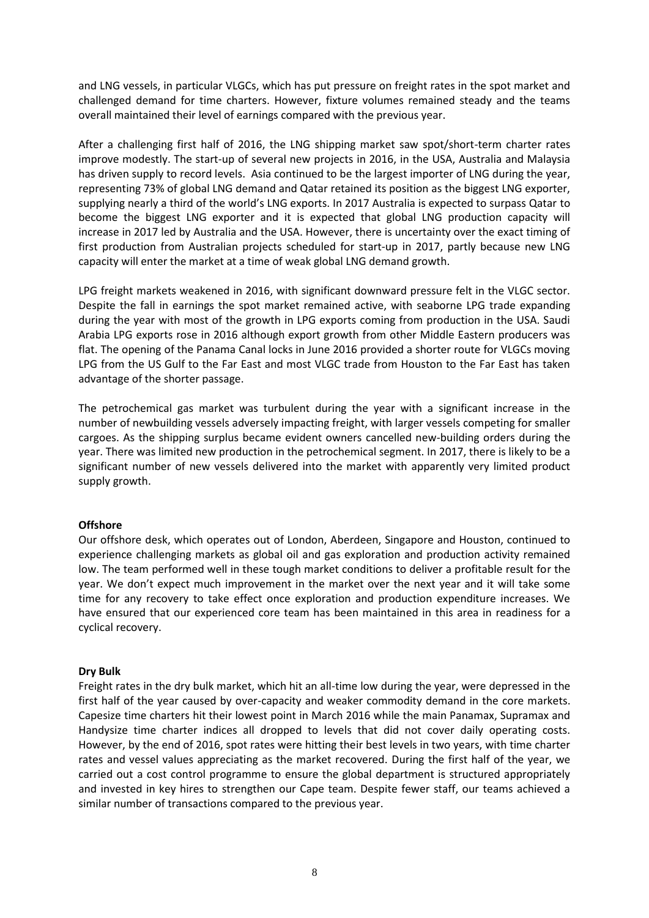and LNG vessels, in particular VLGCs, which has put pressure on freight rates in the spot market and challenged demand for time charters. However, fixture volumes remained steady and the teams overall maintained their level of earnings compared with the previous year.

After a challenging first half of 2016, the LNG shipping market saw spot/short-term charter rates improve modestly. The start-up of several new projects in 2016, in the USA, Australia and Malaysia has driven supply to record levels. Asia continued to be the largest importer of LNG during the year, representing 73% of global LNG demand and Qatar retained its position as the biggest LNG exporter, supplying nearly a third of the world's LNG exports. In 2017 Australia is expected to surpass Qatar to become the biggest LNG exporter and it is expected that global LNG production capacity will increase in 2017 led by Australia and the USA. However, there is uncertainty over the exact timing of first production from Australian projects scheduled for start-up in 2017, partly because new LNG capacity will enter the market at a time of weak global LNG demand growth.

LPG freight markets weakened in 2016, with significant downward pressure felt in the VLGC sector. Despite the fall in earnings the spot market remained active, with seaborne LPG trade expanding during the year with most of the growth in LPG exports coming from production in the USA. Saudi Arabia LPG exports rose in 2016 although export growth from other Middle Eastern producers was flat. The opening of the Panama Canal locks in June 2016 provided a shorter route for VLGCs moving LPG from the US Gulf to the Far East and most VLGC trade from Houston to the Far East has taken advantage of the shorter passage.

The petrochemical gas market was turbulent during the year with a significant increase in the number of newbuilding vessels adversely impacting freight, with larger vessels competing for smaller cargoes. As the shipping surplus became evident owners cancelled new-building orders during the year. There was limited new production in the petrochemical segment. In 2017, there is likely to be a significant number of new vessels delivered into the market with apparently very limited product supply growth.

**Offshore**

Our offshore desk, which operates out of London, Aberdeen, Singapore and Houston, continued to experience challenging markets as global oil and gas exploration and production activity remained low. The team performed well in these tough market conditions to deliver a profitable result for the year. We don't expect much improvement in the market over the next year and it will take some time for any recovery to take effect once exploration and production expenditure increases. We have ensured that our experienced core team has been maintained in this area in readiness for a cyclical recovery.

**Dry Bulk**

Freight rates in the dry bulk market, which hit an all-time low during the year, were depressed in the first half of the year caused by over-capacity and weaker commodity demand in the core markets. Capesize time charters hit their lowest point in March 2016 while the main Panamax, Supramax and Handysize time charter indices all dropped to levels that did not cover daily operating costs. However, by the end of 2016, spot rates were hitting their best levels in two years, with time charter rates and vessel values appreciating as the market recovered. During the first half of the year, we carried out a cost control programme to ensure the global department is structured appropriately and invested in key hires to strengthen our Cape team. Despite fewer staff, our teams achieved a similar number of transactions compared to the previous year.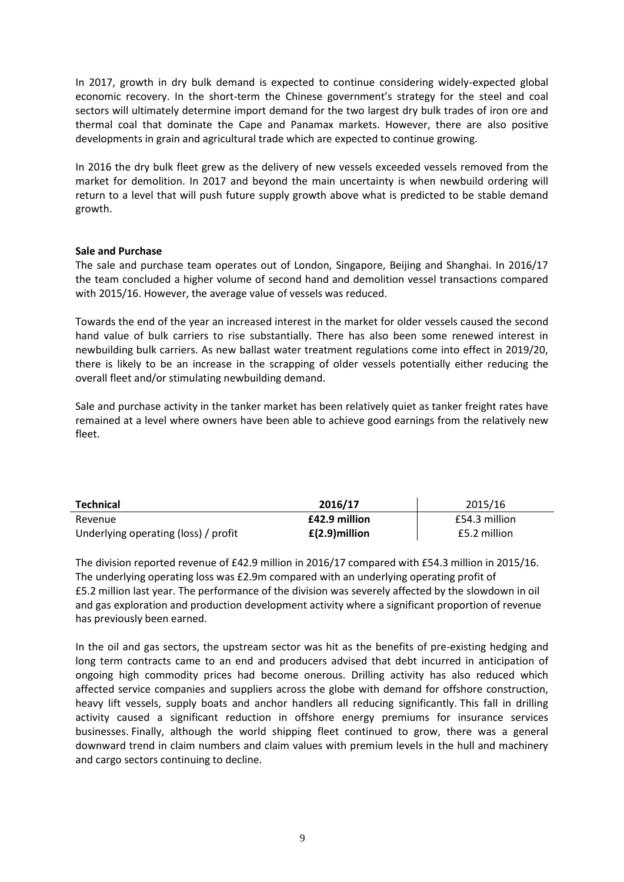In 2017, growth in dry bulk demand is expected to continue considering widely-expected global economic recovery. In the short-term the Chinese government's strategy for the steel and coal sectors will ultimately determine import demand for the two largest dry bulk trades of iron ore and thermal coal that dominate the Cape and Panamax markets. However, there are also positive developments in grain and agricultural trade which are expected to continue growing.

In 2016 the dry bulk fleet grew as the delivery of new vessels exceeded vessels removed from the market for demolition. In 2017 and beyond the main uncertainty is when newbuild ordering will return to a level that will push future supply growth above what is predicted to be stable demand growth.

**Sale and Purchase**

The sale and purchase team operates out of London, Singapore, Beijing and Shanghai. In 2016/17 the team concluded a higher volume of second hand and demolition vessel transactions compared with 2015/16. However, the average value of vessels was reduced.

Towards the end of the year an increased interest in the market for older vessels caused the second hand value of bulk carriers to rise substantially. There has also been some renewed interest in newbuilding bulk carriers. As new ballast water treatment regulations come into effect in 2019/20, there is likely to be an increase in the scrapping of older vessels potentially either reducing the overall fleet and/or stimulating newbuilding demand.

Sale and purchase activity in the tanker market has been relatively quiet as tanker freight rates have remained at a level where owners have been able to achieve good earnings from the relatively new fleet.

| **Technical** | **2016/17** | 2015/16 |
|---|---|---|
| Revenue | **£42.9 million** | £54.3 million |
| Underlying operating (loss) / profit | **£(2.9)million** | £5.2 million |

The division reported revenue of £42.9 million in 2016/17 compared with £54.3 million in 2015/16. The underlying operating loss was £2.9m compared with an underlying operating profit of £5.2 million last year. The performance of the division was severely affected by the slowdown in oil and gas exploration and production development activity where a significant proportion of revenue has previously been earned.

In the oil and gas sectors, the upstream sector was hit as the benefits of pre-existing hedging and long term contracts came to an end and producers advised that debt incurred in anticipation of ongoing high commodity prices had become onerous. Drilling activity has also reduced which affected service companies and suppliers across the globe with demand for offshore construction, heavy lift vessels, supply boats and anchor handlers all reducing significantly. This fall in drilling activity caused a significant reduction in offshore energy premiums for insurance services businesses. Finally, although the world shipping fleet continued to grow, there was a general downward trend in claim numbers and claim values with premium levels in the hull and machinery and cargo sectors continuing to decline.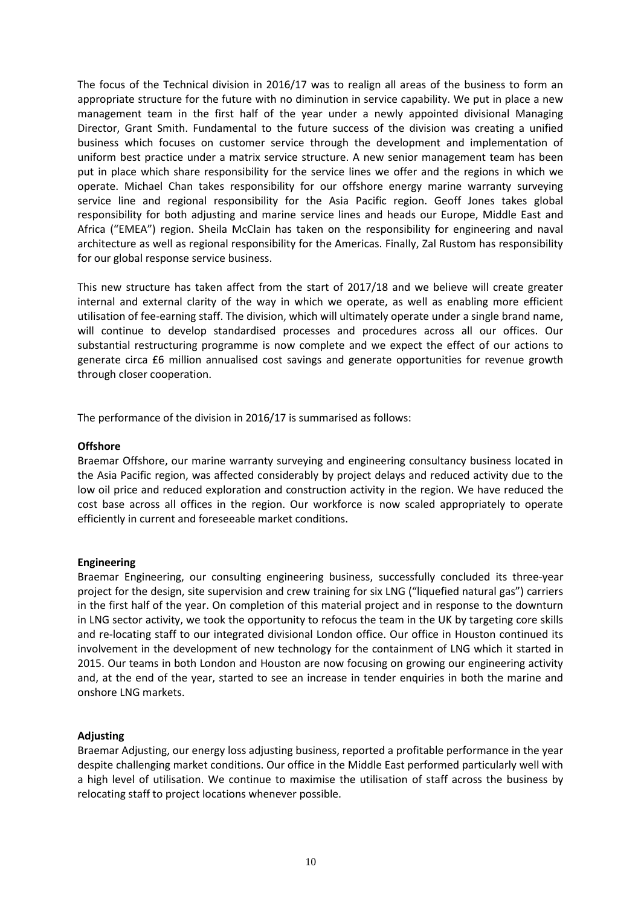The focus of the Technical division in 2016/17 was to realign all areas of the business to form an appropriate structure for the future with no diminution in service capability. We put in place a new management team in the first half of the year under a newly appointed divisional Managing Director, Grant Smith. Fundamental to the future success of the division was creating a unified business which focuses on customer service through the development and implementation of uniform best practice under a matrix service structure. A new senior management team has been put in place which share responsibility for the service lines we offer and the regions in which we operate. Michael Chan takes responsibility for our offshore energy marine warranty surveying service line and regional responsibility for the Asia Pacific region. Geoff Jones takes global responsibility for both adjusting and marine service lines and heads our Europe, Middle East and Africa ("EMEA") region. Sheila McClain has taken on the responsibility for engineering and naval architecture as well as regional responsibility for the Americas. Finally, Zal Rustom has responsibility for our global response service business.

This new structure has taken affect from the start of 2017/18 and we believe will create greater internal and external clarity of the way in which we operate, as well as enabling more efficient utilisation of fee-earning staff. The division, which will ultimately operate under a single brand name, will continue to develop standardised processes and procedures across all our offices. Our substantial restructuring programme is now complete and we expect the effect of our actions to generate circa £6 million annualised cost savings and generate opportunities for revenue growth through closer cooperation.

The performance of the division in 2016/17 is summarised as follows:

**Offshore**

Braemar Offshore, our marine warranty surveying and engineering consultancy business located in the Asia Pacific region, was affected considerably by project delays and reduced activity due to the low oil price and reduced exploration and construction activity in the region. We have reduced the cost base across all offices in the region. Our workforce is now scaled appropriately to operate efficiently in current and foreseeable market conditions.

**Engineering**

Braemar Engineering, our consulting engineering business, successfully concluded its three-year project for the design, site supervision and crew training for six LNG ("liquefied natural gas") carriers in the first half of the year. On completion of this material project and in response to the downturn in LNG sector activity, we took the opportunity to refocus the team in the UK by targeting core skills and re-locating staff to our integrated divisional London office. Our office in Houston continued its involvement in the development of new technology for the containment of LNG which it started in 2015. Our teams in both London and Houston are now focusing on growing our engineering activity and, at the end of the year, started to see an increase in tender enquiries in both the marine and onshore LNG markets.

**Adjusting**

Braemar Adjusting, our energy loss adjusting business, reported a profitable performance in the year despite challenging market conditions. Our office in the Middle East performed particularly well with a high level of utilisation. We continue to maximise the utilisation of staff across the business by relocating staff to project locations whenever possible.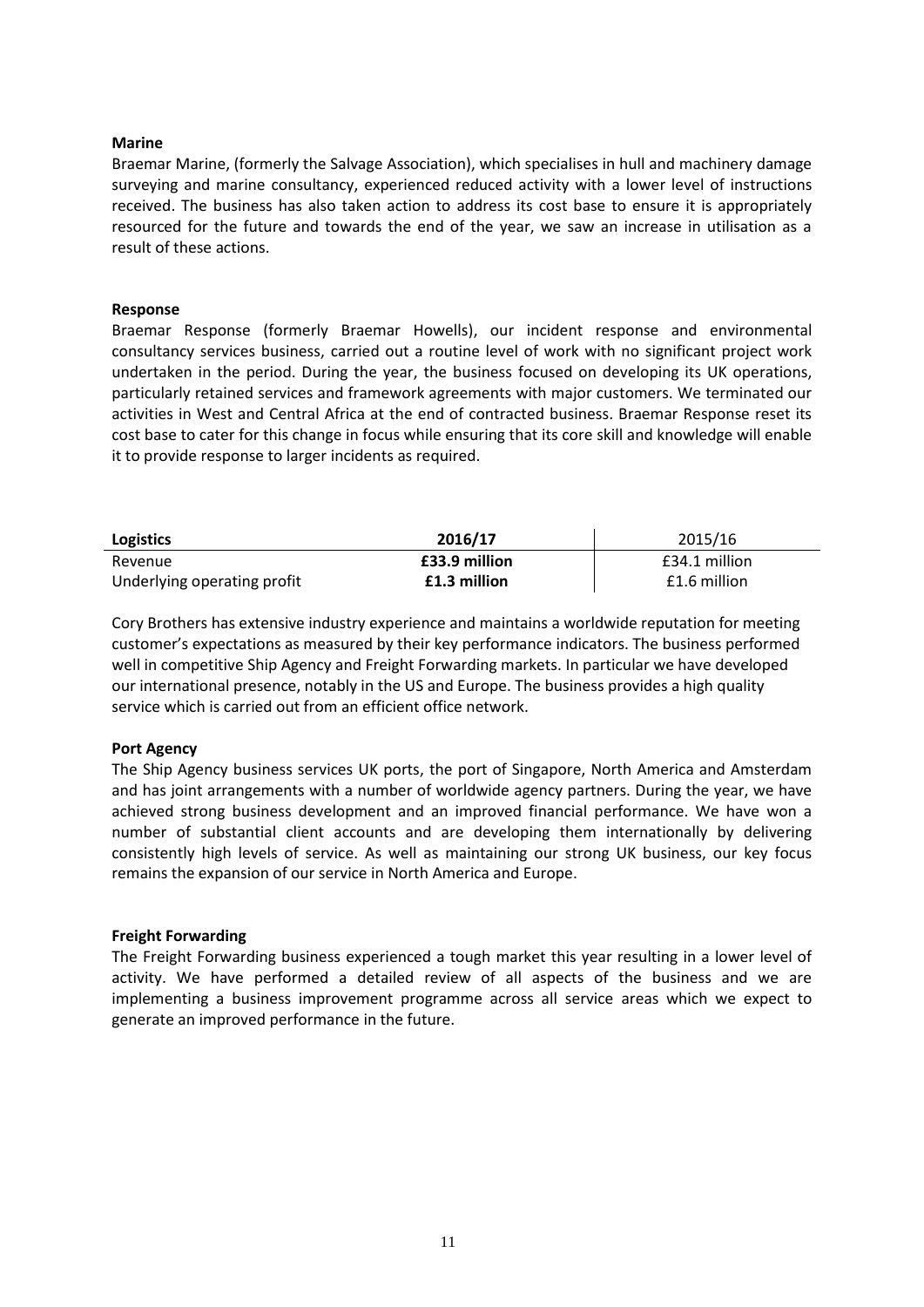**Marine**

Braemar Marine, (formerly the Salvage Association), which specialises in hull and machinery damage surveying and marine consultancy, experienced reduced activity with a lower level of instructions received. The business has also taken action to address its cost base to ensure it is appropriately resourced for the future and towards the end of the year, we saw an increase in utilisation as a result of these actions.

**Response**

Braemar Response (formerly Braemar Howells), our incident response and environmental consultancy services business, carried out a routine level of work with no significant project work undertaken in the period. During the year, the business focused on developing its UK operations, particularly retained services and framework agreements with major customers. We terminated our activities in West and Central Africa at the end of contracted business. Braemar Response reset its cost base to cater for this change in focus while ensuring that its core skill and knowledge will enable it to provide response to larger incidents as required.

| **Logistics** | **2016/17** | 2015/16 |
|---|---|---|
| Revenue | **£33.9 million** | £34.1 million |
| Underlying operating profit | **£1.3 million** | £1.6 million |

Cory Brothers has extensive industry experience and maintains a worldwide reputation for meeting customer's expectations as measured by their key performance indicators. The business performed well in competitive Ship Agency and Freight Forwarding markets. In particular we have developed our international presence, notably in the US and Europe. The business provides a high quality service which is carried out from an efficient office network.

**Port Agency**

The Ship Agency business services UK ports, the port of Singapore, North America and Amsterdam and has joint arrangements with a number of worldwide agency partners. During the year, we have achieved strong business development and an improved financial performance. We have won a number of substantial client accounts and are developing them internationally by delivering consistently high levels of service. As well as maintaining our strong UK business, our key focus remains the expansion of our service in North America and Europe.

**Freight Forwarding**

The Freight Forwarding business experienced a tough market this year resulting in a lower level of activity. We have performed a detailed review of all aspects of the business and we are implementing a business improvement programme across all service areas which we expect to generate an improved performance in the future.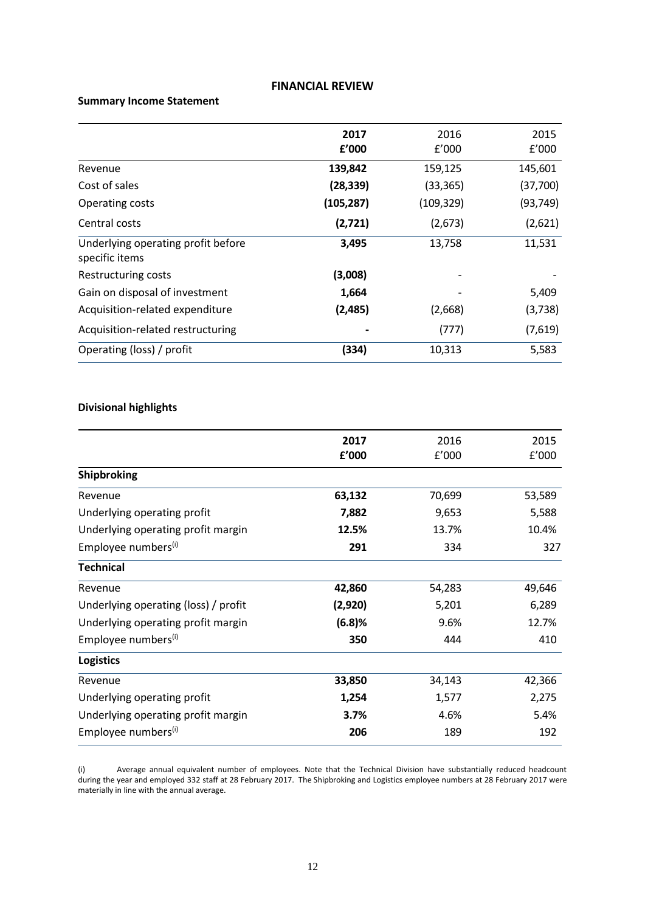# FINANCIAL REVIEW

**Summary Income Statement**

| | **2017 £'000** | 2016 £'000 | 2015 £'000 |
|---|---|---|---|
| Revenue | **139,842** | 159,125 | 145,601 |
| Cost of sales | **(28,339)** | (33,365) | (37,700) |
| Operating costs | **(105,287)** | (109,329) | (93,749) |
| Central costs | **(2,721)** | (2,673) | (2,621) |
| Underlying operating profit before specific items | **3,495** | 13,758 | 11,531 |
| Restructuring costs | **(3,008)** | - | - |
| Gain on disposal of investment | **1,664** | - | 5,409 |
| Acquisition-related expenditure | **(2,485)** | (2,668) | (3,738) |
| Acquisition-related restructuring | **-** | (777) | (7,619) |
| Operating (loss) / profit | **(334)** | 10,313 | 5,583 |

**Divisional highlights**

| | **2017 £'000** | 2016 £'000 | 2015 £'000 |
|---|---|---|---|
| **Shipbroking** | | | |
| Revenue | **63,132** | 70,699 | 53,589 |
| Underlying operating profit | **7,882** | 9,653 | 5,588 |
| Underlying operating profit margin | **12.5%** | 13.7% | 10.4% |
| Employee numbers(i) | **291** | 334 | 327 |
| **Technical** | | | |
| Revenue | **42,860** | 54,283 | 49,646 |
| Underlying operating (loss) / profit | **(2,920)** | 5,201 | 6,289 |
| Underlying operating profit margin | **(6.8)%** | 9.6% | 12.7% |
| Employee numbers(i) | **350** | 444 | 410 |
| **Logistics** | | | |
| Revenue | **33,850** | 34,143 | 42,366 |
| Underlying operating profit | **1,254** | 1,577 | 2,275 |
| Underlying operating profit margin | **3.7%** | 4.6% | 5.4% |
| Employee numbers(i) | **206** | 189 | 192 |

(i) Average annual equivalent number of employees. Note that the Technical Division have substantially reduced headcount during the year and employed 332 staff at 28 February 2017. The Shipbroking and Logistics employee numbers at 28 February 2017 were materially in line with the annual average.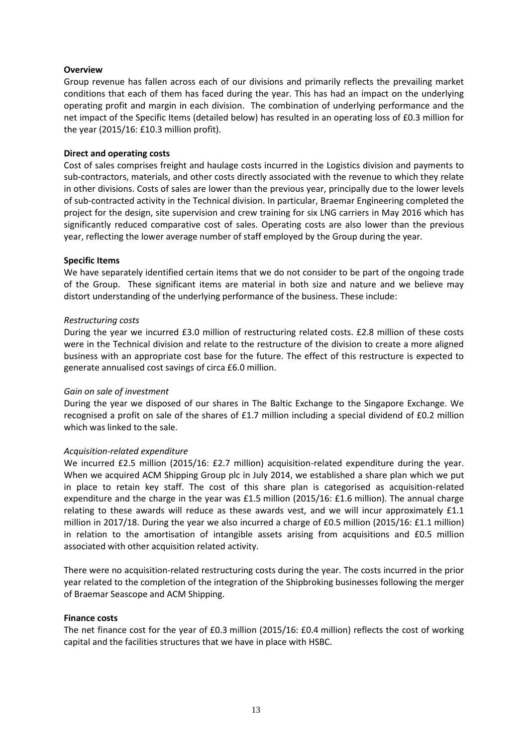**Overview**

Group revenue has fallen across each of our divisions and primarily reflects the prevailing market conditions that each of them has faced during the year. This has had an impact on the underlying operating profit and margin in each division. The combination of underlying performance and the net impact of the Specific Items (detailed below) has resulted in an operating loss of £0.3 million for the year (2015/16: £10.3 million profit).

**Direct and operating costs**

Cost of sales comprises freight and haulage costs incurred in the Logistics division and payments to sub-contractors, materials, and other costs directly associated with the revenue to which they relate in other divisions. Costs of sales are lower than the previous year, principally due to the lower levels of sub-contracted activity in the Technical division. In particular, Braemar Engineering completed the project for the design, site supervision and crew training for six LNG carriers in May 2016 which has significantly reduced comparative cost of sales. Operating costs are also lower than the previous year, reflecting the lower average number of staff employed by the Group during the year.

**Specific Items**

We have separately identified certain items that we do not consider to be part of the ongoing trade of the Group. These significant items are material in both size and nature and we believe may distort understanding of the underlying performance of the business. These include:

*Restructuring costs*

During the year we incurred £3.0 million of restructuring related costs. £2.8 million of these costs were in the Technical division and relate to the restructure of the division to create a more aligned business with an appropriate cost base for the future. The effect of this restructure is expected to generate annualised cost savings of circa £6.0 million.

*Gain on sale of investment*

During the year we disposed of our shares in The Baltic Exchange to the Singapore Exchange. We recognised a profit on sale of the shares of £1.7 million including a special dividend of £0.2 million which was linked to the sale.

*Acquisition-related expenditure*

We incurred £2.5 million (2015/16: £2.7 million) acquisition-related expenditure during the year. When we acquired ACM Shipping Group plc in July 2014, we established a share plan which we put in place to retain key staff. The cost of this share plan is categorised as acquisition-related expenditure and the charge in the year was £1.5 million (2015/16: £1.6 million). The annual charge relating to these awards will reduce as these awards vest, and we will incur approximately £1.1 million in 2017/18. During the year we also incurred a charge of £0.5 million (2015/16: £1.1 million) in relation to the amortisation of intangible assets arising from acquisitions and £0.5 million associated with other acquisition related activity.

There were no acquisition-related restructuring costs during the year. The costs incurred in the prior year related to the completion of the integration of the Shipbroking businesses following the merger of Braemar Seascope and ACM Shipping.

**Finance costs**

The net finance cost for the year of £0.3 million (2015/16: £0.4 million) reflects the cost of working capital and the facilities structures that we have in place with HSBC.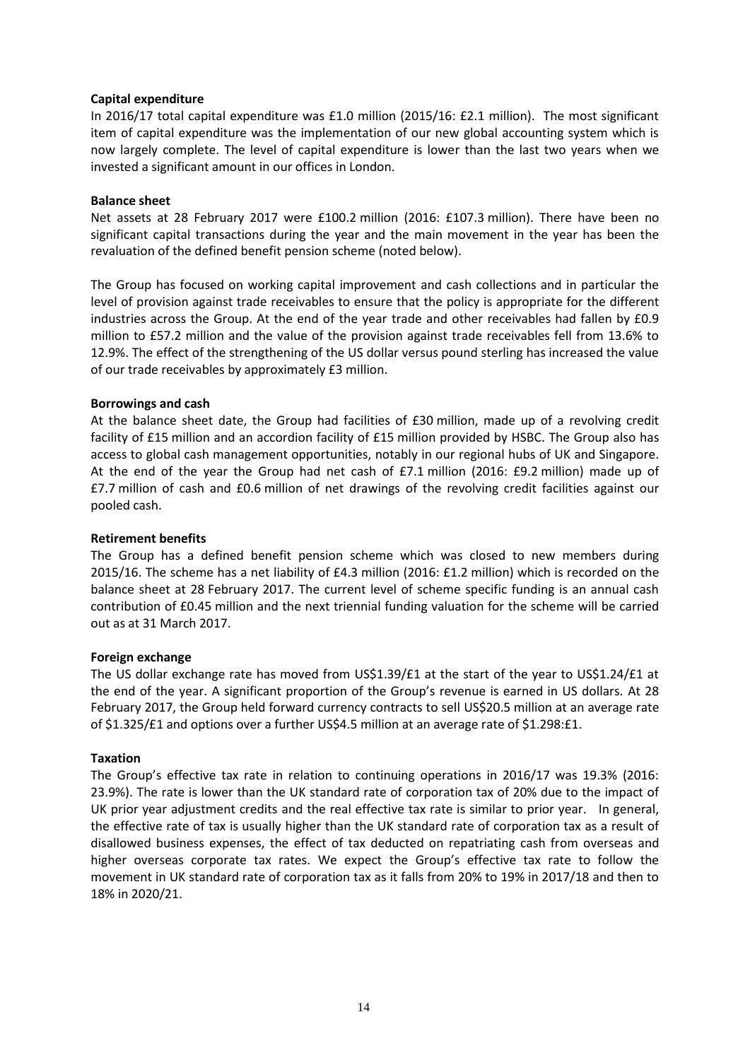**Capital expenditure**

In 2016/17 total capital expenditure was £1.0 million (2015/16: £2.1 million). The most significant item of capital expenditure was the implementation of our new global accounting system which is now largely complete. The level of capital expenditure is lower than the last two years when we invested a significant amount in our offices in London.

**Balance sheet**

Net assets at 28 February 2017 were £100.2 million (2016: £107.3 million). There have been no significant capital transactions during the year and the main movement in the year has been the revaluation of the defined benefit pension scheme (noted below).

The Group has focused on working capital improvement and cash collections and in particular the level of provision against trade receivables to ensure that the policy is appropriate for the different industries across the Group. At the end of the year trade and other receivables had fallen by £0.9 million to £57.2 million and the value of the provision against trade receivables fell from 13.6% to 12.9%. The effect of the strengthening of the US dollar versus pound sterling has increased the value of our trade receivables by approximately £3 million.

**Borrowings and cash**

At the balance sheet date, the Group had facilities of £30 million, made up of a revolving credit facility of £15 million and an accordion facility of £15 million provided by HSBC. The Group also has access to global cash management opportunities, notably in our regional hubs of UK and Singapore. At the end of the year the Group had net cash of £7.1 million (2016: £9.2 million) made up of £7.7 million of cash and £0.6 million of net drawings of the revolving credit facilities against our pooled cash.

**Retirement benefits**

The Group has a defined benefit pension scheme which was closed to new members during 2015/16. The scheme has a net liability of £4.3 million (2016: £1.2 million) which is recorded on the balance sheet at 28 February 2017. The current level of scheme specific funding is an annual cash contribution of £0.45 million and the next triennial funding valuation for the scheme will be carried out as at 31 March 2017.

**Foreign exchange**

The US dollar exchange rate has moved from US$1.39/£1 at the start of the year to US$1.24/£1 at the end of the year. A significant proportion of the Group's revenue is earned in US dollars. At 28 February 2017, the Group held forward currency contracts to sell US$20.5 million at an average rate of $1.325/£1 and options over a further US$4.5 million at an average rate of $1.298:£1.

**Taxation**

The Group's effective tax rate in relation to continuing operations in 2016/17 was 19.3% (2016: 23.9%). The rate is lower than the UK standard rate of corporation tax of 20% due to the impact of UK prior year adjustment credits and the real effective tax rate is similar to prior year. In general, the effective rate of tax is usually higher than the UK standard rate of corporation tax as a result of disallowed business expenses, the effect of tax deducted on repatriating cash from overseas and higher overseas corporate tax rates. We expect the Group's effective tax rate to follow the movement in UK standard rate of corporation tax as it falls from 20% to 19% in 2017/18 and then to 18% in 2020/21.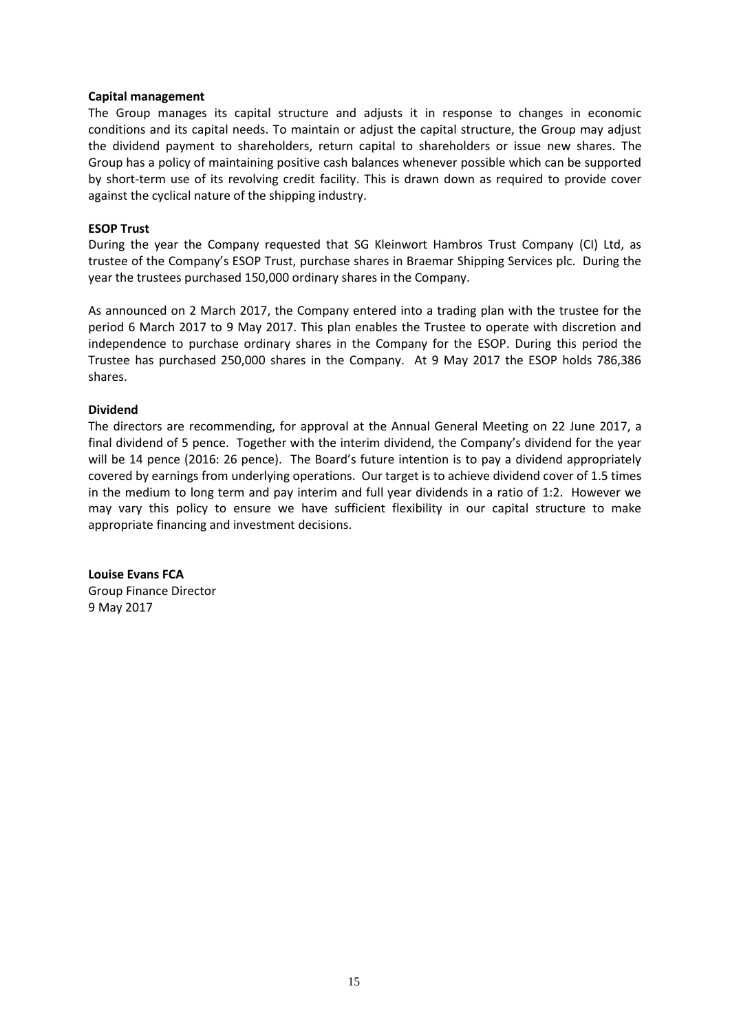**Capital management**

The Group manages its capital structure and adjusts it in response to changes in economic conditions and its capital needs. To maintain or adjust the capital structure, the Group may adjust the dividend payment to shareholders, return capital to shareholders or issue new shares. The Group has a policy of maintaining positive cash balances whenever possible which can be supported by short-term use of its revolving credit facility. This is drawn down as required to provide cover against the cyclical nature of the shipping industry.

**ESOP Trust**

During the year the Company requested that SG Kleinwort Hambros Trust Company (CI) Ltd, as trustee of the Company's ESOP Trust, purchase shares in Braemar Shipping Services plc. During the year the trustees purchased 150,000 ordinary shares in the Company.

As announced on 2 March 2017, the Company entered into a trading plan with the trustee for the period 6 March 2017 to 9 May 2017. This plan enables the Trustee to operate with discretion and independence to purchase ordinary shares in the Company for the ESOP. During this period the Trustee has purchased 250,000 shares in the Company. At 9 May 2017 the ESOP holds 786,386 shares.

**Dividend**

The directors are recommending, for approval at the Annual General Meeting on 22 June 2017, a final dividend of 5 pence. Together with the interim dividend, the Company's dividend for the year will be 14 pence (2016: 26 pence). The Board's future intention is to pay a dividend appropriately covered by earnings from underlying operations. Our target is to achieve dividend cover of 1.5 times in the medium to long term and pay interim and full year dividends in a ratio of 1:2. However we may vary this policy to ensure we have sufficient flexibility in our capital structure to make appropriate financing and investment decisions.

**Louise Evans FCA**
Group Finance Director
9 May 2017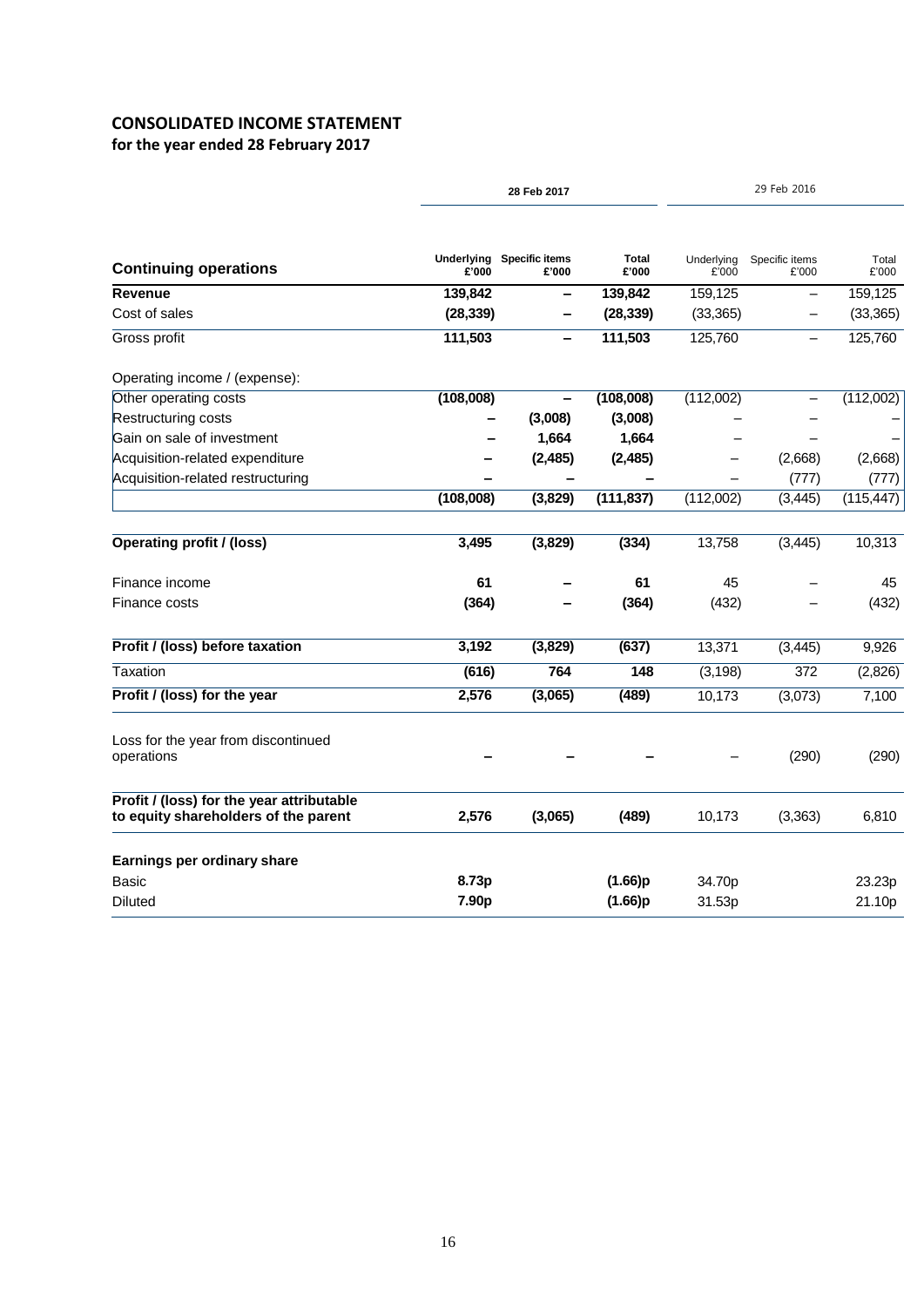## CONSOLIDATED INCOME STATEMENT
### for the year ended 28 February 2017

| | 28 Feb 2017 | | | 29 Feb 2016 | | |
|---|---|---|---|---|---|---|
| **Continuing operations** | **Underlying £'000** | **Specific items £'000** | **Total £'000** | Underlying £'000 | Specific items £'000 | Total £'000 |
| **Revenue** | **139,842** | **–** | **139,842** | 159,125 | – | 159,125 |
| Cost of sales | **(28,339)** | **–** | **(28,339)** | (33,365) | – | (33,365) |
| Gross profit | **111,503** | **–** | **111,503** | 125,760 | – | 125,760 |
| Operating income / (expense): | | | | | | |
| Other operating costs | **(108,008)** | **–** | **(108,008)** | (112,002) | – | (112,002) |
| Restructuring costs | **–** | **(3,008)** | **(3,008)** | – | – | – |
| Gain on sale of investment | **–** | **1,664** | **1,664** | – | – | – |
| Acquisition-related expenditure | **–** | **(2,485)** | **(2,485)** | – | (2,668) | (2,668) |
| Acquisition-related restructuring | **–** | **–** | **–** | – | (777) | (777) |
| | **(108,008)** | **(3,829)** | **(111,837)** | (112,002) | (3,445) | (115,447) |
| **Operating profit / (loss)** | **3,495** | **(3,829)** | **(334)** | 13,758 | (3,445) | 10,313 |
| Finance income | **61** | **–** | **61** | 45 | – | 45 |
| Finance costs | **(364)** | **–** | **(364)** | (432) | – | (432) |
| **Profit / (loss) before taxation** | **3,192** | **(3,829)** | **(637)** | 13,371 | (3,445) | 9,926 |
| Taxation | **(616)** | **764** | **148** | (3,198) | 372 | (2,826) |
| **Profit / (loss) for the year** | **2,576** | **(3,065)** | **(489)** | 10,173 | (3,073) | 7,100 |
| Loss for the year from discontinued operations | **–** | **–** | **–** | – | (290) | (290) |
| **Profit / (loss) for the year attributable to equity shareholders of the parent** | **2,576** | **(3,065)** | **(489)** | 10,173 | (3,363) | 6,810 |
| **Earnings per ordinary share** | | | | | | |
| Basic | **8.73p** | | **(1.66)p** | 34.70p | | 23.23p |
| Diluted | **7.90p** | | **(1.66)p** | 31.53p | | 21.10p |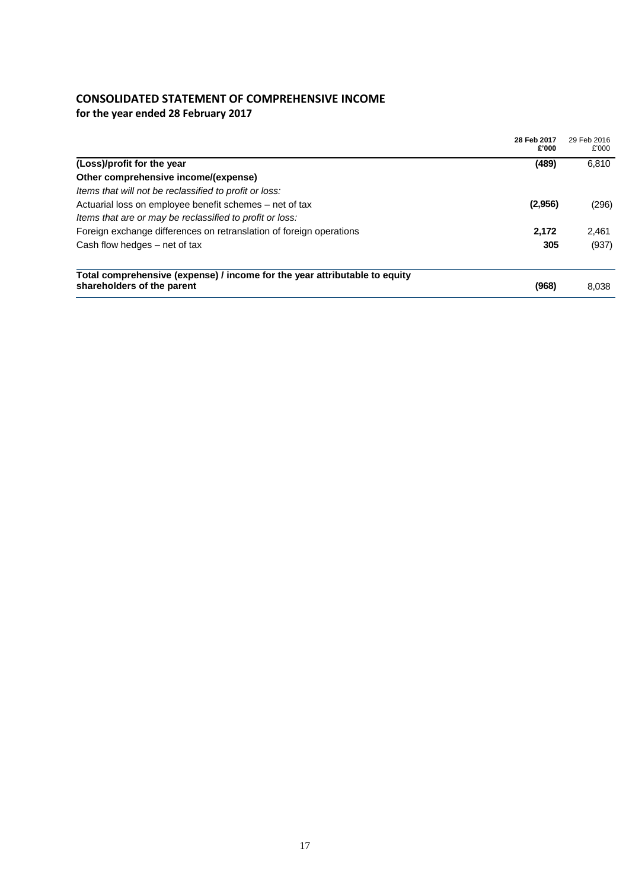## CONSOLIDATED STATEMENT OF COMPREHENSIVE INCOME

**for the year ended 28 February 2017**

| | 28 Feb 2017 £'000 | 29 Feb 2016 £'000 |
|---|---|---|
| **(Loss)/profit for the year** | **(489)** | 6,810 |
| **Other comprehensive income/(expense)** | | |
| *Items that will not be reclassified to profit or loss:* | | |
| Actuarial loss on employee benefit schemes – net of tax | **(2,956)** | (296) |
| *Items that are or may be reclassified to profit or loss:* | | |
| Foreign exchange differences on retranslation of foreign operations | **2,172** | 2,461 |
| Cash flow hedges – net of tax | **305** | (937) |
| **Total comprehensive (expense) / income for the year attributable to equity shareholders of the parent** | **(968)** | 8,038 |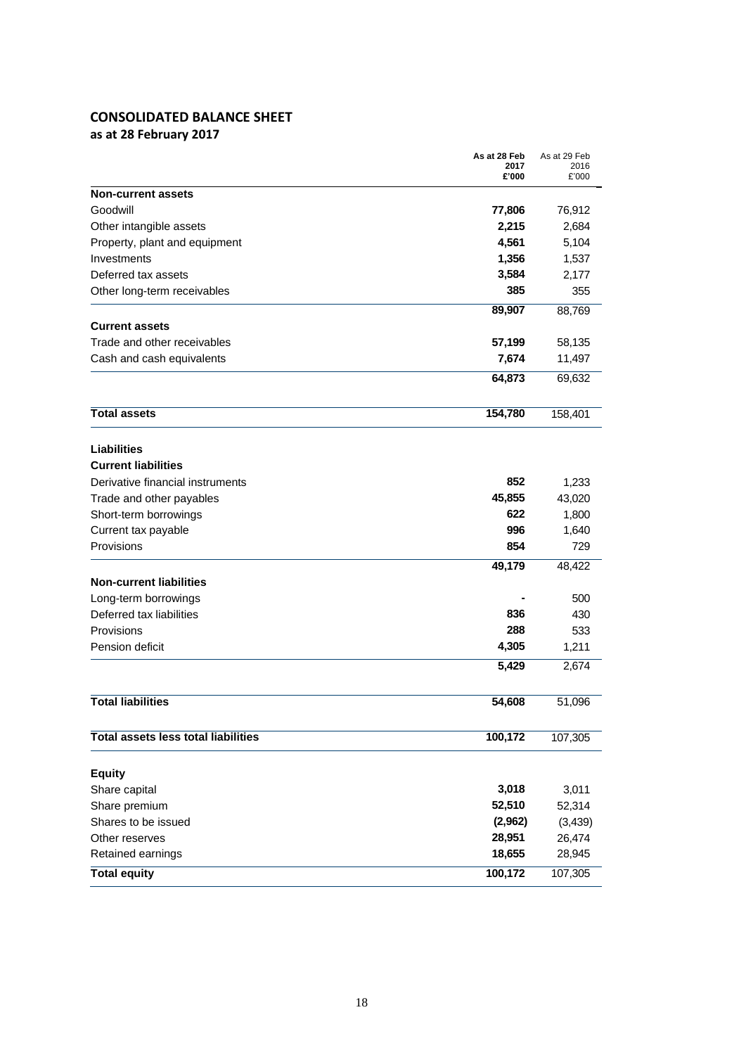## CONSOLIDATED BALANCE SHEET

**as at 28 February 2017**

| | As at 28 Feb 2017 £'000 | As at 29 Feb 2016 £'000 |
|---|---|---|
| **Non-current assets** | | |
| Goodwill | **77,806** | 76,912 |
| Other intangible assets | **2,215** | 2,684 |
| Property, plant and equipment | **4,561** | 5,104 |
| Investments | **1,356** | 1,537 |
| Deferred tax assets | **3,584** | 2,177 |
| Other long-term receivables | **385** | 355 |
| | **89,907** | 88,769 |
| **Current assets** | | |
| Trade and other receivables | **57,199** | 58,135 |
| Cash and cash equivalents | **7,674** | 11,497 |
| | **64,873** | 69,632 |
| **Total assets** | **154,780** | 158,401 |
| **Liabilities** | | |
| **Current liabilities** | | |
| Derivative financial instruments | **852** | 1,233 |
| Trade and other payables | **45,855** | 43,020 |
| Short-term borrowings | **622** | 1,800 |
| Current tax payable | **996** | 1,640 |
| Provisions | **854** | 729 |
| | **49,179** | 48,422 |
| **Non-current liabilities** | | |
| Long-term borrowings | **-** | 500 |
| Deferred tax liabilities | **836** | 430 |
| Provisions | **288** | 533 |
| Pension deficit | **4,305** | 1,211 |
| | **5,429** | 2,674 |
| **Total liabilities** | **54,608** | 51,096 |
| **Total assets less total liabilities** | **100,172** | 107,305 |
| **Equity** | | |
| Share capital | **3,018** | 3,011 |
| Share premium | **52,510** | 52,314 |
| Shares to be issued | **(2,962)** | (3,439) |
| Other reserves | **28,951** | 26,474 |
| Retained earnings | **18,655** | 28,945 |
| **Total equity** | **100,172** | 107,305 |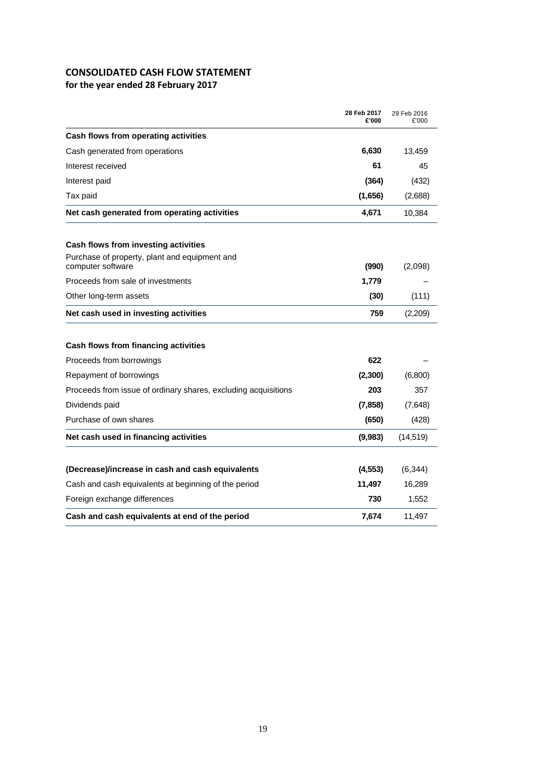## CONSOLIDATED CASH FLOW STATEMENT

**for the year ended 28 February 2017**

| | **28 Feb 2017 £'000** | 29 Feb 2016 £'000 |
|---|---|---|
| **Cash flows from operating activities** | | |
| Cash generated from operations | **6,630** | 13,459 |
| Interest received | **61** | 45 |
| Interest paid | **(364)** | (432) |
| Tax paid | **(1,656)** | (2,688) |
| **Net cash generated from operating activities** | **4,671** | 10,384 |
| | | |
| **Cash flows from investing activities** | | |
| Purchase of property, plant and equipment and computer software | **(990)** | (2,098) |
| Proceeds from sale of investments | **1,779** | – |
| Other long-term assets | **(30)** | (111) |
| **Net cash used in investing activities** | **759** | (2,209) |
| | | |
| **Cash flows from financing activities** | | |
| Proceeds from borrowings | **622** | – |
| Repayment of borrowings | **(2,300)** | (6,800) |
| Proceeds from issue of ordinary shares, excluding acquisitions | **203** | 357 |
| Dividends paid | **(7,858)** | (7,648) |
| Purchase of own shares | **(650)** | (428) |
| **Net cash used in financing activities** | **(9,983)** | (14,519) |
| | | |
| **(Decrease)/increase in cash and cash equivalents** | **(4,553)** | (6,344) |
| Cash and cash equivalents at beginning of the period | **11,497** | 16,289 |
| Foreign exchange differences | **730** | 1,552 |
| **Cash and cash equivalents at end of the period** | **7,674** | 11,497 |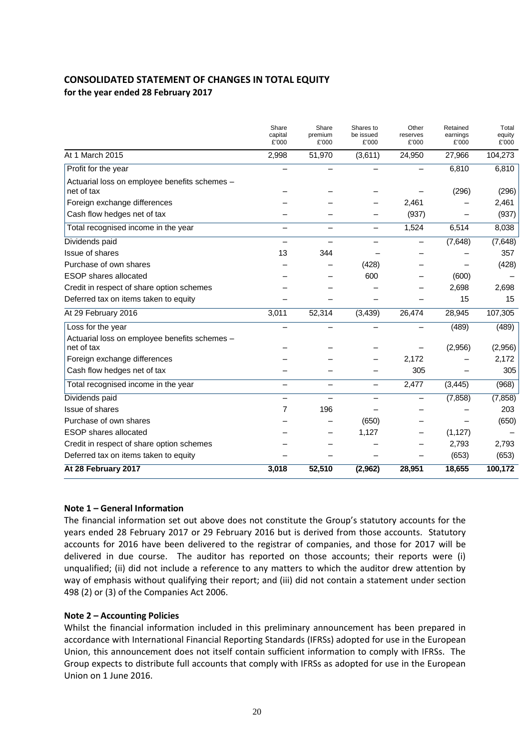## CONSOLIDATED STATEMENT OF CHANGES IN TOTAL EQUITY

**for the year ended 28 February 2017**

| | Share capital £'000 | Share premium £'000 | Shares to be issued £'000 | Other reserves £'000 | Retained earnings £'000 | Total equity £'000 |
|---|---|---|---|---|---|---|
| At 1 March 2015 | 2,998 | 51,970 | (3,611) | 24,950 | 27,966 | 104,273 |
| Profit for the year | – | – | – | – | 6,810 | 6,810 |
| Actuarial loss on employee benefits schemes – net of tax | – | – | – | – | (296) | (296) |
| Foreign exchange differences | – | – | – | 2,461 | – | 2,461 |
| Cash flow hedges net of tax | – | – | – | (937) | – | (937) |
| Total recognised income in the year | – | – | – | 1,524 | 6,514 | 8,038 |
| Dividends paid | – | – | – | – | (7,648) | (7,648) |
| Issue of shares | 13 | 344 | – | – | – | 357 |
| Purchase of own shares | – | – | (428) | – | – | (428) |
| ESOP shares allocated | – | – | 600 | – | (600) | – |
| Credit in respect of share option schemes | – | – | – | – | 2,698 | 2,698 |
| Deferred tax on items taken to equity | – | – | – | – | 15 | 15 |
| At 29 February 2016 | 3,011 | 52,314 | (3,439) | 26,474 | 28,945 | 107,305 |
| Loss for the year | – | – | – | – | (489) | (489) |
| Actuarial loss on employee benefits schemes – net of tax | – | – | – | – | (2,956) | (2,956) |
| Foreign exchange differences | – | – | – | 2,172 | – | 2,172 |
| Cash flow hedges net of tax | – | – | – | 305 | – | 305 |
| Total recognised income in the year | – | – | – | 2,477 | (3,445) | (968) |
| Dividends paid | – | – | – | – | (7,858) | (7,858) |
| Issue of shares | 7 | 196 | – | – | – | 203 |
| Purchase of own shares | – | – | (650) | – | – | (650) |
| ESOP shares allocated | – | – | 1,127 | – | (1,127) | – |
| Credit in respect of share option schemes | – | – | – | – | 2,793 | 2,793 |
| Deferred tax on items taken to equity | – | – | – | – | (653) | (653) |
| **At 28 February 2017** | **3,018** | **52,510** | **(2,962)** | **28,951** | **18,655** | **100,172** |

**Note 1 – General Information**

The financial information set out above does not constitute the Group's statutory accounts for the years ended 28 February 2017 or 29 February 2016 but is derived from those accounts. Statutory accounts for 2016 have been delivered to the registrar of companies, and those for 2017 will be delivered in due course. The auditor has reported on those accounts; their reports were (i) unqualified; (ii) did not include a reference to any matters to which the auditor drew attention by way of emphasis without qualifying their report; and (iii) did not contain a statement under section 498 (2) or (3) of the Companies Act 2006.

**Note 2 – Accounting Policies**

Whilst the financial information included in this preliminary announcement has been prepared in accordance with International Financial Reporting Standards (IFRSs) adopted for use in the European Union, this announcement does not itself contain sufficient information to comply with IFRSs. The Group expects to distribute full accounts that comply with IFRSs as adopted for use in the European Union on 1 June 2016.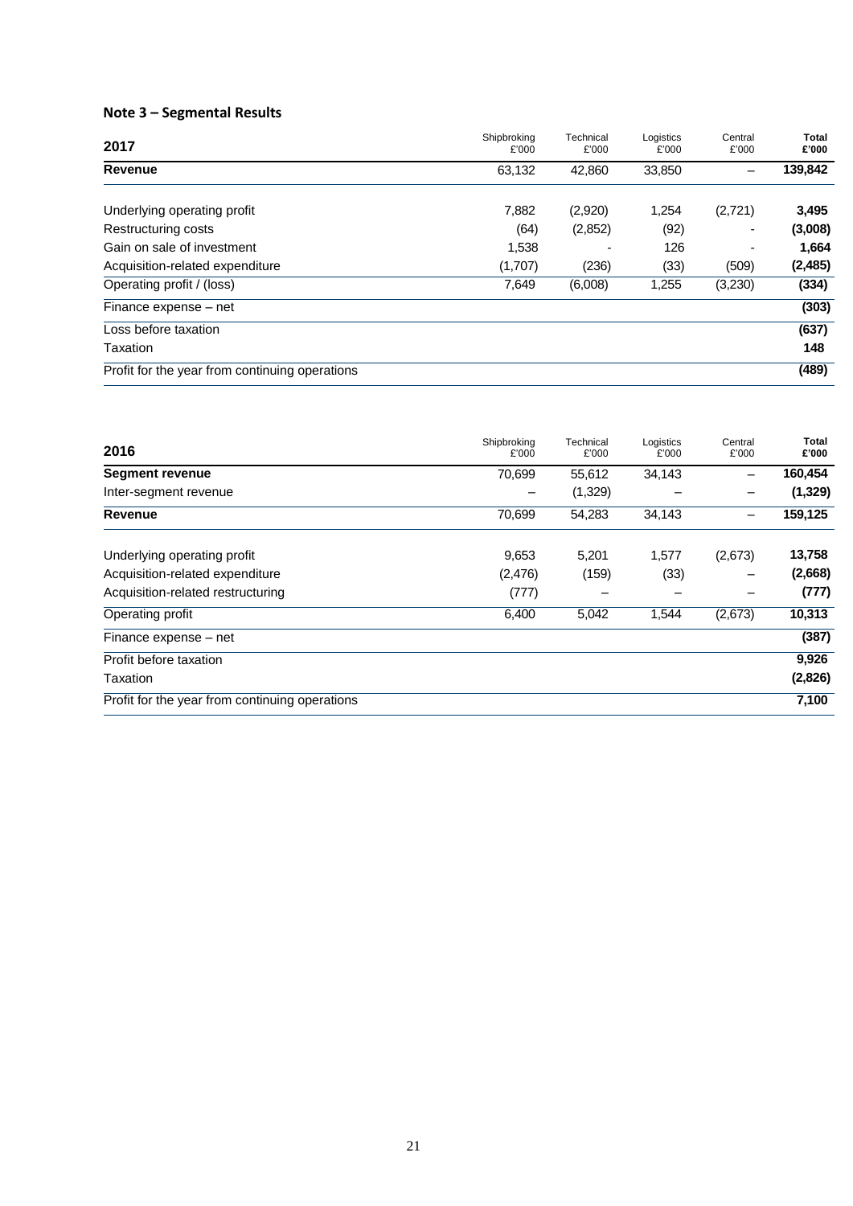## Note 3 – Segmental Results

| 2017 | Shipbroking £'000 | Technical £'000 | Logistics £'000 | Central £'000 | **Total £'000** |
|---|---|---|---|---|---|
| **Revenue** | 63,132 | 42,860 | 33,850 | – | **139,842** |
| Underlying operating profit | 7,882 | (2,920) | 1,254 | (2,721) | **3,495** |
| Restructuring costs | (64) | (2,852) | (92) | - | **(3,008)** |
| Gain on sale of investment | 1,538 | - | 126 | - | **1,664** |
| Acquisition-related expenditure | (1,707) | (236) | (33) | (509) | **(2,485)** |
| Operating profit / (loss) | 7,649 | (6,008) | 1,255 | (3,230) | **(334)** |
| Finance expense – net | | | | | **(303)** |
| Loss before taxation | | | | | **(637)** |
| Taxation | | | | | **148** |
| Profit for the year from continuing operations | | | | | **(489)** |

| 2016 | Shipbroking £'000 | Technical £'000 | Logistics £'000 | Central £'000 | **Total £'000** |
|---|---|---|---|---|---|
| **Segment revenue** | 70,699 | 55,612 | 34,143 | – | **160,454** |
| Inter-segment revenue | – | (1,329) | – | – | **(1,329)** |
| **Revenue** | 70,699 | 54,283 | 34,143 | – | **159,125** |
| Underlying operating profit | 9,653 | 5,201 | 1,577 | (2,673) | **13,758** |
| Acquisition-related expenditure | (2,476) | (159) | (33) | – | **(2,668)** |
| Acquisition-related restructuring | (777) | – | – | – | **(777)** |
| Operating profit | 6,400 | 5,042 | 1,544 | (2,673) | **10,313** |
| Finance expense – net | | | | | **(387)** |
| Profit before taxation | | | | | **9,926** |
| Taxation | | | | | **(2,826)** |
| Profit for the year from continuing operations | | | | | **7,100** |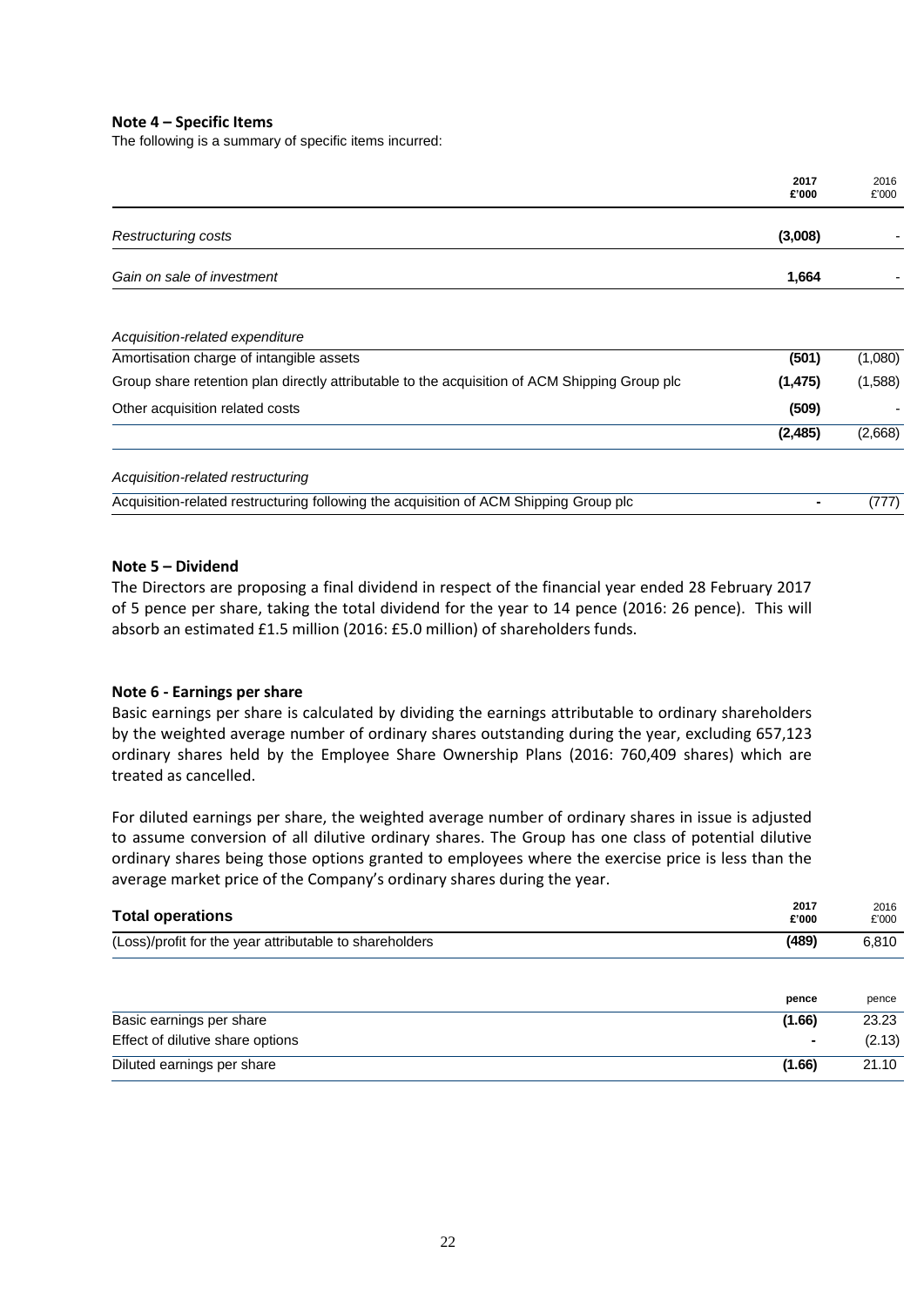### Note 4 – Specific Items

The following is a summary of specific items incurred:

| | 2017 £'000 | 2016 £'000 |
|---|---|---|
| *Restructuring costs* | **(3,008)** | - |
| *Gain on sale of investment* | **1,664** | - |
| *Acquisition-related expenditure* | | |
| Amortisation charge of intangible assets | **(501)** | (1,080) |
| Group share retention plan directly attributable to the acquisition of ACM Shipping Group plc | **(1,475)** | (1,588) |
| Other acquisition related costs | **(509)** | - |
| | **(2,485)** | (2,668) |
| *Acquisition-related restructuring* | | |
| Acquisition-related restructuring following the acquisition of ACM Shipping Group plc | **-** | (777) |

### Note 5 – Dividend

The Directors are proposing a final dividend in respect of the financial year ended 28 February 2017 of 5 pence per share, taking the total dividend for the year to 14 pence (2016: 26 pence). This will absorb an estimated £1.5 million (2016: £5.0 million) of shareholders funds.

### Note 6 - Earnings per share

Basic earnings per share is calculated by dividing the earnings attributable to ordinary shareholders by the weighted average number of ordinary shares outstanding during the year, excluding 657,123 ordinary shares held by the Employee Share Ownership Plans (2016: 760,409 shares) which are treated as cancelled.

For diluted earnings per share, the weighted average number of ordinary shares in issue is adjusted to assume conversion of all dilutive ordinary shares. The Group has one class of potential dilutive ordinary shares being those options granted to employees where the exercise price is less than the average market price of the Company's ordinary shares during the year.

| **Total operations** | 2017 £'000 | 2016 £'000 |
|---|---|---|
| (Loss)/profit for the year attributable to shareholders | **(489)** | 6,810 |

| | pence | pence |
|---|---|---|
| Basic earnings per share | **(1.66)** | 23.23 |
| Effect of dilutive share options | **-** | (2.13) |
| Diluted earnings per share | **(1.66)** | 21.10 |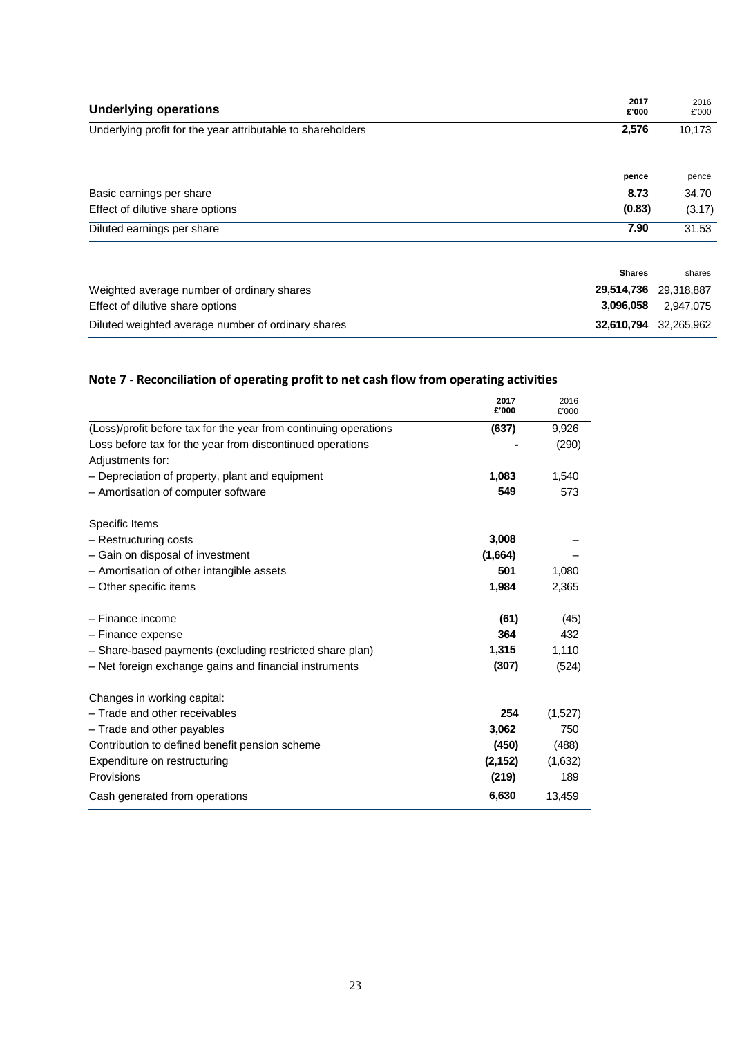| **Underlying operations** | **2017 £'000** | 2016 £'000 |
|---|---|---|
| Underlying profit for the year attributable to shareholders | **2,576** | 10,173 |

| | **pence** | pence |
|---|---|---|
| Basic earnings per share | **8.73** | 34.70 |
| Effect of dilutive share options | **(0.83)** | (3.17) |
| Diluted earnings per share | **7.90** | 31.53 |

| | **Shares** | shares |
|---|---|---|
| Weighted average number of ordinary shares | **29,514,736** | 29,318,887 |
| Effect of dilutive share options | **3,096,058** | 2,947,075 |
| Diluted weighted average number of ordinary shares | **32,610,794** | 32,265,962 |

## Note 7 - Reconciliation of operating profit to net cash flow from operating activities

| | **2017 £'000** | 2016 £'000 |
|---|---|---|
| (Loss)/profit before tax for the year from continuing operations | **(637)** | 9,926 |
| Loss before tax for the year from discontinued operations | **-** | (290) |
| Adjustments for: | | |
| – Depreciation of property, plant and equipment | **1,083** | 1,540 |
| – Amortisation of computer software | **549** | 573 |
| Specific Items | | |
| – Restructuring costs | **3,008** | – |
| – Gain on disposal of investment | **(1,664)** | – |
| – Amortisation of other intangible assets | **501** | 1,080 |
| – Other specific items | **1,984** | 2,365 |
| – Finance income | **(61)** | (45) |
| – Finance expense | **364** | 432 |
| – Share-based payments (excluding restricted share plan) | **1,315** | 1,110 |
| – Net foreign exchange gains and financial instruments | **(307)** | (524) |
| Changes in working capital: | | |
| – Trade and other receivables | **254** | (1,527) |
| – Trade and other payables | **3,062** | 750 |
| Contribution to defined benefit pension scheme | **(450)** | (488) |
| Expenditure on restructuring | **(2,152)** | (1,632) |
| Provisions | **(219)** | 189 |
| Cash generated from operations | **6,630** | 13,459 |